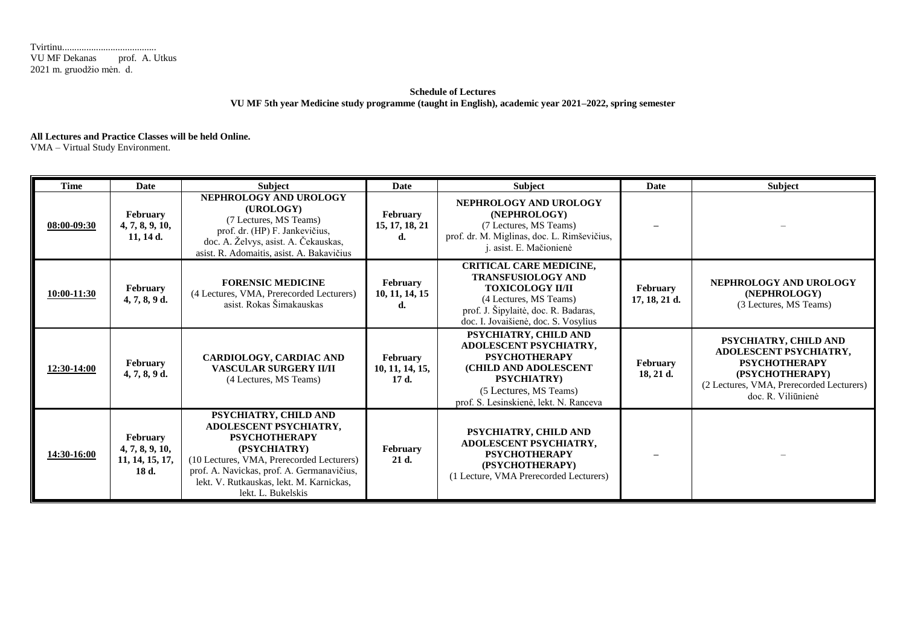Tvirtinu.......................................
VU MF Dekanas prof. A. Utkus
2021 m. gruodžio mėn. d.

**Schedule of Lectures**
**VU MF 5th year Medicine study programme (taught in English), academic year 2021–2022, spring semester**

**All Lectures and Practice Classes will be held Online.**
VMA – Virtual Study Environment.

| Time | Date | Subject | Date | Subject | Date | Subject |
|---|---|---|---|---|---|---|
| **08:00-09:30** | **February 4, 7, 8, 9, 10, 11, 14 d.** | **NEPHROLOGY AND UROLOGY (UROLOGY)** (7 Lectures, MS Teams) prof. dr. (HP) F. Jankevičius, doc. A. Želvys, asist. A. Čekauskas, asist. R. Adomaitis, asist. A. Bakavičius | **February 15, 17, 18, 21 d.** | **NEPHROLOGY AND UROLOGY (NEPHROLOGY)** (7 Lectures, MS Teams) prof. dr. M. Miglinas, doc. L. Rimševičius, j. asist. E. Mačionienė | **–** | – |
| **10:00-11:30** | **February 4, 7, 8, 9 d.** | **FORENSIC MEDICINE** (4 Lectures, VMA, Prerecorded Lecturers) asist. Rokas Šimakauskas | **February 10, 11, 14, 15 d.** | **CRITICAL CARE MEDICINE, TRANSFUSIOLOGY AND TOXICOLOGY II/II** (4 Lectures, MS Teams) prof. J. Šipylaitė, doc. R. Badaras, doc. I. Jovaišienė, doc. S. Vosylius | **February 17, 18, 21 d.** | **NEPHROLOGY AND UROLOGY (NEPHROLOGY)** (3 Lectures, MS Teams) |
| **12:30-14:00** | **February 4, 7, 8, 9 d.** | **CARDIOLOGY, CARDIAC AND VASCULAR SURGERY II/II** (4 Lectures, MS Teams) | **February 10, 11, 14, 15, 17 d.** | **PSYCHIATRY, CHILD AND ADOLESCENT PSYCHIATRY, PSYCHOTHERAPY (CHILD AND ADOLESCENT PSYCHIATRY)** (5 Lectures, MS Teams) prof. S. Lesinskienė, lekt. N. Ranceva | **February 18, 21 d.** | **PSYCHIATRY, CHILD AND ADOLESCENT PSYCHIATRY, PSYCHOTHERAPY (PSYCHOTHERAPY)** (2 Lectures, VMA, Prerecorded Lecturers) doc. R. Viliūnienė |
| **14:30-16:00** | **February 4, 7, 8, 9, 10, 11, 14, 15, 17, 18 d.** | **PSYCHIATRY, CHILD AND ADOLESCENT PSYCHIATRY, PSYCHOTHERAPY (PSYCHIATRY)** (10 Lectures, VMA, Prerecorded Lecturers) prof. A. Navickas, prof. A. Germanavičius, lekt. V. Rutkauskas, lekt. M. Karnickas, lekt. L. Bukelskis | **February 21 d.** | **PSYCHIATRY, CHILD AND ADOLESCENT PSYCHIATRY, PSYCHOTHERAPY (PSYCHOTHERAPY)** (1 Lecture, VMA Prerecorded Lecturers) | **–** | – |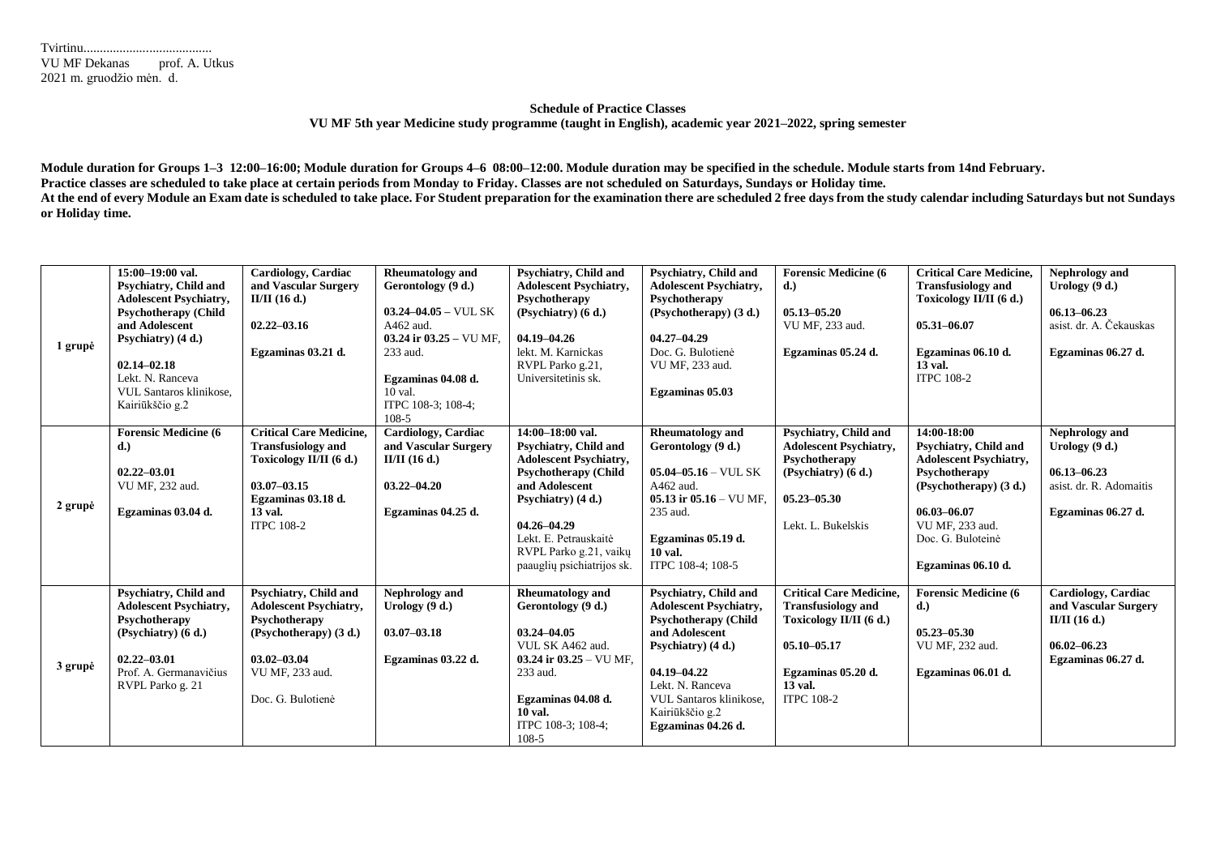Tvirtinu.......................................
VU MF Dekanas prof. A. Utkus
2021 m. gruodžio mėn. d.

**Schedule of Practice Classes**
**VU MF 5th year Medicine study programme (taught in English), academic year 2021–2022, spring semester**

**Module duration for Groups 1–3 12:00–16:00; Module duration for Groups 4–6 08:00–12:00. Module duration may be specified in the schedule. Module starts from 14nd February.**
**Practice classes are scheduled to take place at certain periods from Monday to Friday. Classes are not scheduled on Saturdays, Sundays or Holiday time.**
**At the end of every Module an Exam date is scheduled to take place. For Student preparation for the examination there are scheduled 2 free days from the study calendar including Saturdays but not Sundays or Holiday time.**

| | | | | | | | | |
|---|---|---|---|---|---|---|---|---|
| 1 grupė | **15:00–19:00 val. Psychiatry, Child and Adolescent Psychiatry, Psychotherapy (Child and Adolescent Psychiatry) (4 d.)**<br><br>**02.14–02.18**<br>Lekt. N. Ranceva<br>VUL Santaros klinikose, Kairiūkščio g.2 | **Cardiology, Cardiac and Vascular Surgery II/II (16 d.)**<br><br>**02.22–03.16**<br><br>**Egzaminas 03.21 d.** | **Rheumatology and Gerontology (9 d.)**<br><br>**03.24–04.05** – VUL SK A462 aud.<br>**03.24 ir 03.25** – VU MF, 233 aud.<br><br>**Egzaminas 04.08 d.**<br>10 val.<br>ITPC 108-3; 108-4; 108-5 | **Psychiatry, Child and Adolescent Psychiatry, Psychotherapy (Psychiatry) (6 d.)**<br><br>**04.19–04.26**<br>lekt. M. Karnickas<br>RVPL Parko g.21, Universitetinis sk. | **Psychiatry, Child and Adolescent Psychiatry, Psychotherapy (Psychotherapy) (3 d.)**<br><br>**04.27–04.29**<br>Doc. G. Bulotienė<br>VU MF, 233 aud.<br><br>**Egzaminas 05.03** | **Forensic Medicine (6 d.)**<br><br>**05.13–05.20**<br>VU MF, 233 aud.<br><br>**Egzaminas 05.24 d.** | **Critical Care Medicine, Transfusiology and Toxicology II/II (6 d.)**<br><br>**05.31–06.07**<br><br>**Egzaminas 06.10 d. 13 val.**<br>ITPC 108-2 | **Nephrology and Urology (9 d.)**<br><br>**06.13–06.23**<br>asist. dr. A. Čekauskas<br><br>**Egzaminas 06.27 d.** |
| 2 grupė | **Forensic Medicine (6 d.)**<br><br>**02.22–03.01**<br>VU MF, 232 aud.<br><br>**Egzaminas 03.04 d.** | **Critical Care Medicine, Transfusiology and Toxicology II/II (6 d.)**<br><br>**03.07–03.15**<br>**Egzaminas 03.18 d. 13 val.**<br>ITPC 108-2 | **Cardiology, Cardiac and Vascular Surgery II/II (16 d.)**<br><br>**03.22–04.20**<br><br>**Egzaminas 04.25 d.** | **14:00–18:00 val. Psychiatry, Child and Adolescent Psychiatry, Psychotherapy (Child and Adolescent Psychiatry) (4 d.)**<br><br>**04.26–04.29**<br>Lekt. E. Petrauskaitė<br>RVPL Parko g.21, vaikų paauglių psichiatrijos sk. | **Rheumatology and Gerontology (9 d.)**<br><br>**05.04–05.16** – VUL SK A462 aud.<br>**05.13 ir 05.16** – VU MF, 235 aud.<br><br>**Egzaminas 05.19 d. 10 val.**<br>ITPC 108-4; 108-5 | **Psychiatry, Child and Adolescent Psychiatry, Psychotherapy (Psychiatry) (6 d.)**<br><br>**05.23–05.30**<br><br>Lekt. L. Bukelskis | **14:00-18:00 Psychiatry, Child and Adolescent Psychiatry, Psychotherapy (Psychotherapy) (3 d.)**<br><br>**06.03–06.07**<br>VU MF, 233 aud.<br>Doc. G. Buloteinė<br><br>**Egzaminas 06.10 d.** | **Nephrology and Urology (9 d.)**<br><br>**06.13–06.23**<br>asist. dr. R. Adomaitis<br><br>**Egzaminas 06.27 d.** |
| 3 grupė | **Psychiatry, Child and Adolescent Psychiatry, Psychotherapy (Psychiatry) (6 d.)**<br><br>**02.22–03.01**<br>Prof. A. Germanavičius<br>RVPL Parko g. 21 | **Psychiatry, Child and Adolescent Psychiatry, Psychotherapy (Psychotherapy) (3 d.)**<br><br>**03.02–03.04**<br>VU MF, 233 aud.<br><br>Doc. G. Bulotienė | **Nephrology and Urology (9 d.)**<br><br>**03.07–03.18**<br><br>**Egzaminas 03.22 d.** | **Rheumatology and Gerontology (9 d.)**<br><br>**03.24–04.05**<br>VUL SK A462 aud.<br>**03.24 ir 03.25** – VU MF, 233 aud.<br><br>**Egzaminas 04.08 d. 10 val.**<br>ITPC 108-3; 108-4; 108-5 | **Psychiatry, Child and Adolescent Psychiatry, Psychotherapy (Child and Adolescent Psychiatry) (4 d.)**<br><br>**04.19–04.22**<br>Lekt. N. Ranceva<br>VUL Santaros klinikose, Kairiūkščio g.2<br>**Egzaminas 04.26 d.** | **Critical Care Medicine, Transfusiology and Toxicology II/II (6 d.)**<br><br>**05.10–05.17**<br><br>**Egzaminas 05.20 d. 13 val.**<br>ITPC 108-2 | **Forensic Medicine (6 d.)**<br><br>**05.23–05.30**<br>VU MF, 232 aud.<br><br>**Egzaminas 06.01 d.** | **Cardiology, Cardiac and Vascular Surgery II/II (16 d.)**<br><br>**06.02–06.23**<br>**Egzaminas 06.27 d.** |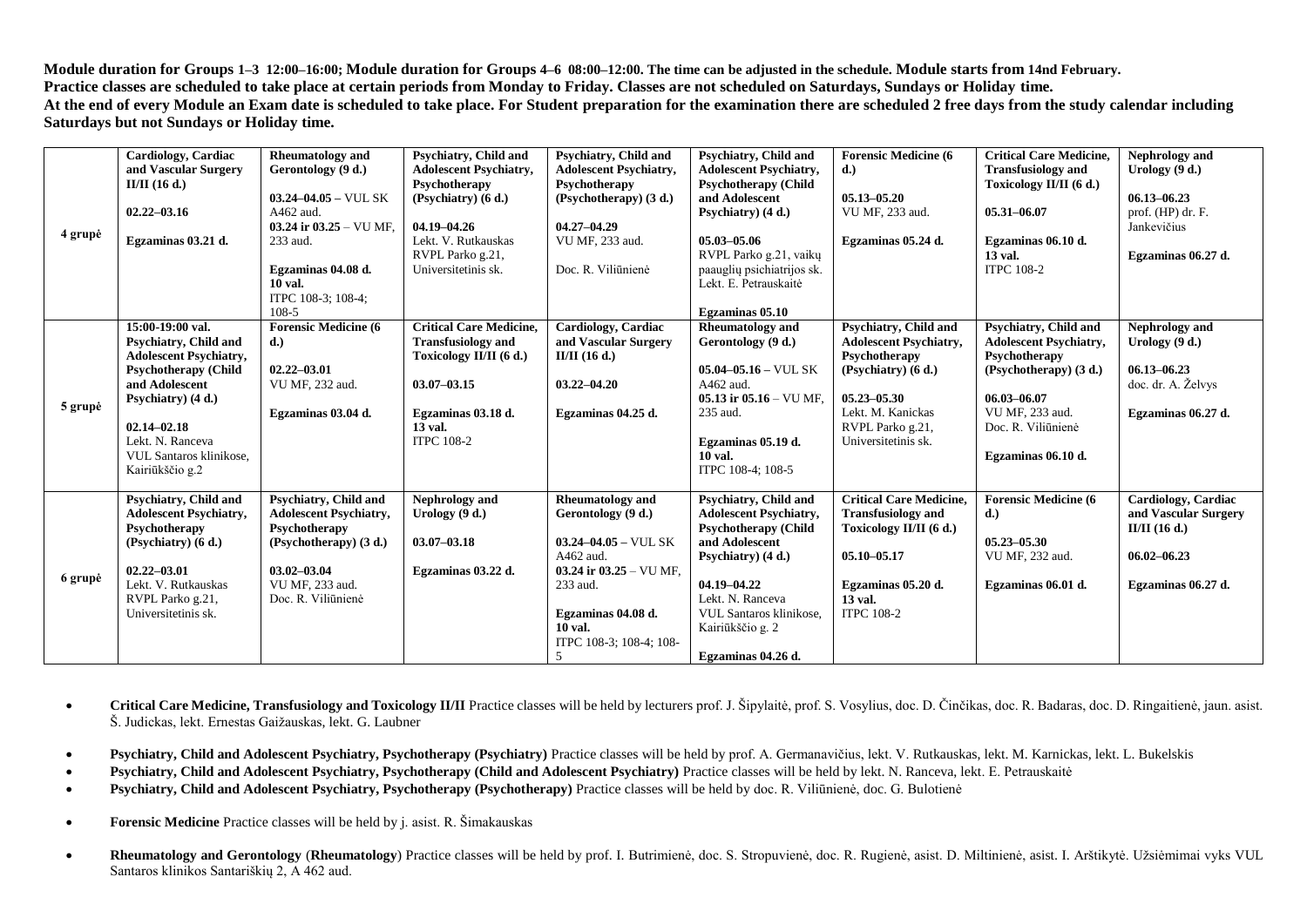**Module duration for Groups 1–3 12:00–16:00; Module duration for Groups 4–6 08:00–12:00. The time can be adjusted in the schedule. Module starts from 14nd February.**
**Practice classes are scheduled to take place at certain periods from Monday to Friday. Classes are not scheduled on Saturdays, Sundays or Holiday time.**
**At the end of every Module an Exam date is scheduled to take place. For Student preparation for the examination there are scheduled 2 free days from the study calendar including Saturdays but not Sundays or Holiday time.**

| | | | | | | | | |
|---|---|---|---|---|---|---|---|---|
| **4 grupė** | **Cardiology, Cardiac and Vascular Surgery II/II (16 d.)**<br><br>**02.22–03.16**<br><br>**Egzaminas 03.21 d.** | **Rheumatology and Gerontology (9 d.)**<br><br>**03.24–04.05** – VUL SK A462 aud.<br>**03.24 ir 03.25** – VU MF, 233 aud.<br><br>**Egzaminas 04.08 d. 10 val.**<br>ITPC 108-3; 108-4; 108-5 | **Psychiatry, Child and Adolescent Psychiatry, Psychotherapy (Psychiatry) (6 d.)**<br><br>**04.19–04.26**<br>Lekt. V. Rutkauskas<br>RVPL Parko g.21, Universitetinis sk. | **Psychiatry, Child and Adolescent Psychiatry, Psychotherapy (Psychotherapy) (3 d.)**<br><br>**04.27–04.29**<br>VU MF, 233 aud.<br><br>Doc. R. Viliūnienė | **Psychiatry, Child and Adolescent Psychiatry, Psychotherapy (Child and Adolescent Psychiatry) (4 d.)**<br><br>**05.03–05.06**<br>RVPL Parko g.21, vaikų paauglių psichiatrijos sk.<br>Lekt. E. Petrauskaitė<br><br>**Egzaminas 05.10** | **Forensic Medicine (6 d.)**<br><br>**05.13–05.20**<br>VU MF, 233 aud.<br><br>**Egzaminas 05.24 d.** | **Critical Care Medicine, Transfusiology and Toxicology II/II (6 d.)**<br><br>**05.31–06.07**<br><br>**Egzaminas 06.10 d. 13 val.**<br>ITPC 108-2 | **Nephrology and Urology (9 d.)**<br><br>**06.13–06.23**<br>prof. (HP) dr. F. Jankevičius<br><br>**Egzaminas 06.27 d.** |
| **5 grupė** | **15:00-19:00 val.**<br>**Psychiatry, Child and Adolescent Psychiatry, Psychotherapy (Child and Adolescent Psychiatry) (4 d.)**<br><br>**02.14–02.18**<br>Lekt. N. Ranceva<br>VUL Santaros klinikose, Kairiūkščio g.2 | **Forensic Medicine (6 d.)**<br><br>**02.22–03.01**<br>VU MF, 232 aud.<br><br>**Egzaminas 03.04 d.** | **Critical Care Medicine, Transfusiology and Toxicology II/II (6 d.)**<br><br>**03.07–03.15**<br><br>**Egzaminas 03.18 d. 13 val.**<br>ITPC 108-2 | **Cardiology, Cardiac and Vascular Surgery II/II (16 d.)**<br><br>**03.22–04.20**<br><br>**Egzaminas 04.25 d.** | **Rheumatology and Gerontology (9 d.)**<br><br>**05.04–05.16** – VUL SK A462 aud.<br>**05.13 ir 05.16** – VU MF, 235 aud.<br><br>**Egzaminas 05.19 d. 10 val.**<br>ITPC 108-4; 108-5 | **Psychiatry, Child and Adolescent Psychiatry, Psychotherapy (Psychiatry) (6 d.)**<br><br>**05.23–05.30**<br>Lekt. M. Kanickas<br>RVPL Parko g.21, Universitetinis sk. | **Psychiatry, Child and Adolescent Psychiatry, Psychotherapy (Psychotherapy) (3 d.)**<br><br>**06.03–06.07**<br>VU MF, 233 aud.<br>Doc. R. Viliūnienė<br><br>**Egzaminas 06.10 d.** | **Nephrology and Urology (9 d.)**<br><br>**06.13–06.23**<br>doc. dr. A. Želvys<br><br>**Egzaminas 06.27 d.** |
| **6 grupė** | **Psychiatry, Child and Adolescent Psychiatry, Psychotherapy (Psychiatry) (6 d.)**<br><br>**02.22–03.01**<br>Lekt. V. Rutkauskas<br>RVPL Parko g.21, Universitetinis sk. | **Psychiatry, Child and Adolescent Psychiatry, Psychotherapy (Psychotherapy) (3 d.)**<br><br>**03.02–03.04**<br>VU MF, 233 aud.<br>Doc. R. Viliūnienė | **Nephrology and Urology (9 d.)**<br><br>**03.07–03.18**<br><br>**Egzaminas 03.22 d.** | **Rheumatology and Gerontology (9 d.)**<br><br>**03.24–04.05** – VUL SK A462 aud.<br>**03.24 ir 03.25** – VU MF, 233 aud.<br><br>**Egzaminas 04.08 d. 10 val.**<br>ITPC 108-3; 108-4; 108-5 | **Psychiatry, Child and Adolescent Psychiatry, Psychotherapy (Child and Adolescent Psychiatry) (4 d.)**<br><br>**04.19–04.22**<br>Lekt. N. Ranceva<br>VUL Santaros klinikose, Kairiūkščio g. 2<br><br>**Egzaminas 04.26 d.** | **Critical Care Medicine, Transfusiology and Toxicology II/II (6 d.)**<br><br>**05.10–05.17**<br><br>**Egzaminas 05.20 d. 13 val.**<br>ITPC 108-2 | **Forensic Medicine (6 d.)**<br><br>**05.23–05.30**<br>VU MF, 232 aud.<br><br>**Egzaminas 06.01 d.** | **Cardiology, Cardiac and Vascular Surgery II/II (16 d.)**<br><br>**06.02–06.23**<br><br>**Egzaminas 06.27 d.** |

- **Critical Care Medicine, Transfusiology and Toxicology II/II** Practice classes will be held by lecturers prof. J. Šipylaitė, prof. S. Vosylius, doc. D. Činčikas, doc. R. Badaras, doc. D. Ringaitienė, jaun. asist. Š. Judickas, lekt. Ernestas Gaižauskas, lekt. G. Laubner
- **Psychiatry, Child and Adolescent Psychiatry, Psychotherapy (Psychiatry)** Practice classes will be held by prof. A. Germanavičius, lekt. V. Rutkauskas, lekt. M. Karnickas, lekt. L. Bukelskis
- **Psychiatry, Child and Adolescent Psychiatry, Psychotherapy (Child and Adolescent Psychiatry)** Practice classes will be held by lekt. N. Ranceva, lekt. E. Petrauskaitė
- **Psychiatry, Child and Adolescent Psychiatry, Psychotherapy (Psychotherapy)** Practice classes will be held by doc. R. Viliūnienė, doc. G. Bulotienė
- **Forensic Medicine** Practice classes will be held by j. asist. R. Šimakauskas
- **Rheumatology and Gerontology** (**Rheumatology**) Practice classes will be held by prof. I. Butrimienė, doc. S. Stropuvienė, doc. R. Rugienė, asist. D. Miltinienė, asist. I. Arštikytė. Užsiėmimai vyks VUL Santaros klinikos Santariškių 2, A 462 aud.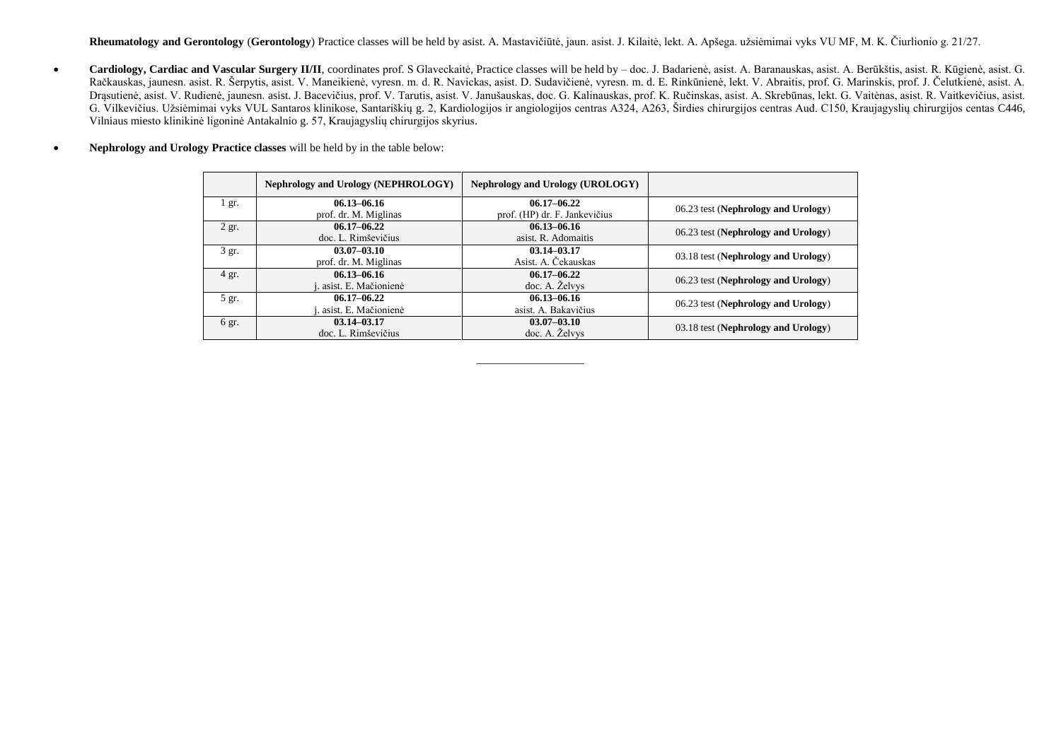**Rheumatology and Gerontology** (**Gerontology**) Practice classes will be held by asist. A. Mastavičiūtė, jaun. asist. J. Kilaitė, lekt. A. Apšega. užsiėmimai vyks VU MF, M. K. Čiurlionio g. 21/27.

- **Cardiology, Cardiac and Vascular Surgery II/II**, coordinates prof. S Glaveckaitė, Practice classes will be held by – doc. J. Badarienė, asist. A. Baranauskas, asist. A. Berūkštis, asist. R. Kūgienė, asist. G. Račkauskas, jaunesn. asist. R. Šerpytis, asist. V. Maneikienė, vyresn. m. d. R. Navickas, asist. D. Sudavičienė, vyresn. m. d. E. Rinkūnienė, lekt. V. Abraitis, prof. G. Marinskis, prof. J. Čelutkienė, asist. A. Drąsutienė, asist. V. Rudienė, jaunesn. asist. J. Bacevičius, prof. V. Tarutis, asist. V. Janušauskas, doc. G. Kalinauskas, prof. K. Ručinskas, asist. A. Skrebūnas, lekt. G. Vaitėnas, asist. R. Vaitkevičius, asist. G. Vilkevičius. Užsiėmimai vyks VUL Santaros klinikose, Santariškių g. 2, Kardiologijos ir angiologijos centras A324, A263, Širdies chirurgijos centras Aud. C150, Kraujagyslių chirurgijos centas C446, Vilniaus miesto klinikinė ligoninė Antakalnio g. 57, Kraujagyslių chirurgijos skyrius.

- **Nephrology and Urology Practice classes** will be held by in the table below:

| | Nephrology and Urology (NEPHROLOGY) | Nephrology and Urology (UROLOGY) | |
|---|---|---|---|
| 1 gr. | **06.13–06.16** prof. dr. M. Miglinas | **06.17–06.22** prof. (HP) dr. F. Jankevičius | 06.23 test (**Nephrology and Urology**) |
| 2 gr. | **06.17–06.22** doc. L. Rimševičius | **06.13–06.16** asist. R. Adomaitis | 06.23 test (**Nephrology and Urology**) |
| 3 gr. | **03.07–03.10** prof. dr. M. Miglinas | **03.14–03.17** Asist. A. Čekauskas | 03.18 test (**Nephrology and Urology**) |
| 4 gr. | **06.13–06.16** j. asist. E. Mačionienė | **06.17–06.22** doc. A. Želvys | 06.23 test (**Nephrology and Urology**) |
| 5 gr. | **06.17–06.22** j. asist. E. Mačionienė | **06.13–06.16** asist. A. Bakavičius | 06.23 test (**Nephrology and Urology**) |
| 6 gr. | **03.14–03.17** doc. L. Rimševičius | **03.07–03.10** doc. A. Želvys | 03.18 test (**Nephrology and Urology**) |

\_\_\_\_\_\_\_\_\_\_\_\_\_\_\_\_\_\_\_\_